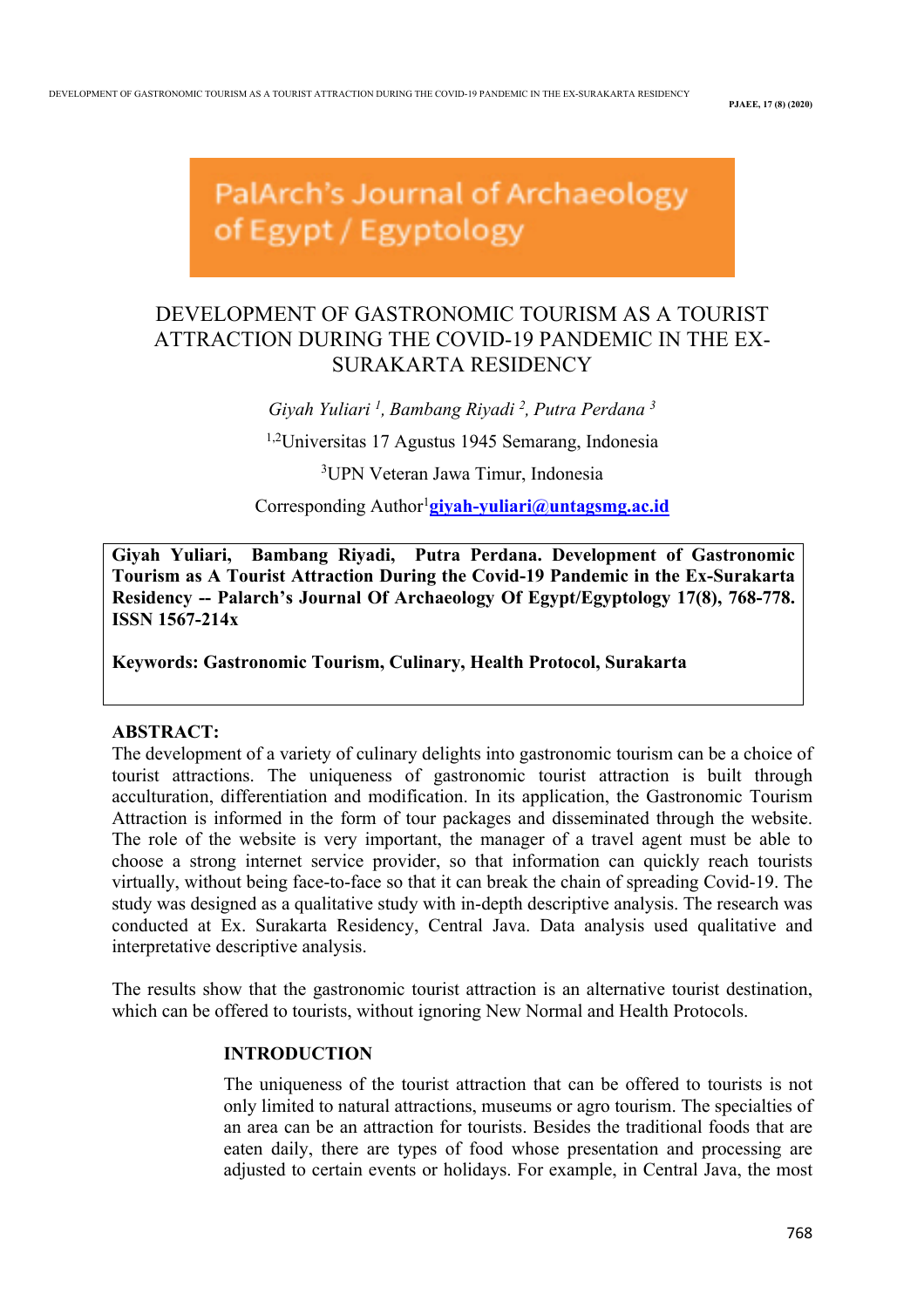PalArch's Journal of Archaeology of Egypt / Egyptology

# DEVELOPMENT OF GASTRONOMIC TOURISM AS A TOURIST ATTRACTION DURING THE COVID-19 PANDEMIC IN THE EX-SURAKARTA RESIDENCY

*Giyah Yuliari [1], Bambang Riyadi [2], Putra Perdana [3]*

[1,2]Universitas 17 Agustus 1945 Semarang, Indonesia

[3]UPN Veteran Jawa Timur, Indonesia

Corresponding Author[1]**giyah-yuliari@untagsmg.ac.id**

**Giyah Yuliari, Bambang Riyadi, Putra Perdana. Development of Gastronomic Tourism as A Tourist Attraction During the Covid-19 Pandemic in the Ex-Surakarta Residency -- Palarch's Journal Of Archaeology Of Egypt/Egyptology 17(8), 768-778. ISSN 1567-214x**

**Keywords: Gastronomic Tourism, Culinary, Health Protocol, Surakarta**

**ABSTRACT:**

The development of a variety of culinary delights into gastronomic tourism can be a choice of tourist attractions. The uniqueness of gastronomic tourist attraction is built through acculturation, differentiation and modification. In its application, the Gastronomic Tourism Attraction is informed in the form of tour packages and disseminated through the website. The role of the website is very important, the manager of a travel agent must be able to choose a strong internet service provider, so that information can quickly reach tourists virtually, without being face-to-face so that it can break the chain of spreading Covid-19. The study was designed as a qualitative study with in-depth descriptive analysis. The research was conducted at Ex. Surakarta Residency, Central Java. Data analysis used qualitative and interpretative descriptive analysis.

The results show that the gastronomic tourist attraction is an alternative tourist destination, which can be offered to tourists, without ignoring New Normal and Health Protocols.

## INTRODUCTION

The uniqueness of the tourist attraction that can be offered to tourists is not only limited to natural attractions, museums or agro tourism. The specialties of an area can be an attraction for tourists. Besides the traditional foods that are eaten daily, there are types of food whose presentation and processing are adjusted to certain events or holidays. For example, in Central Java, the most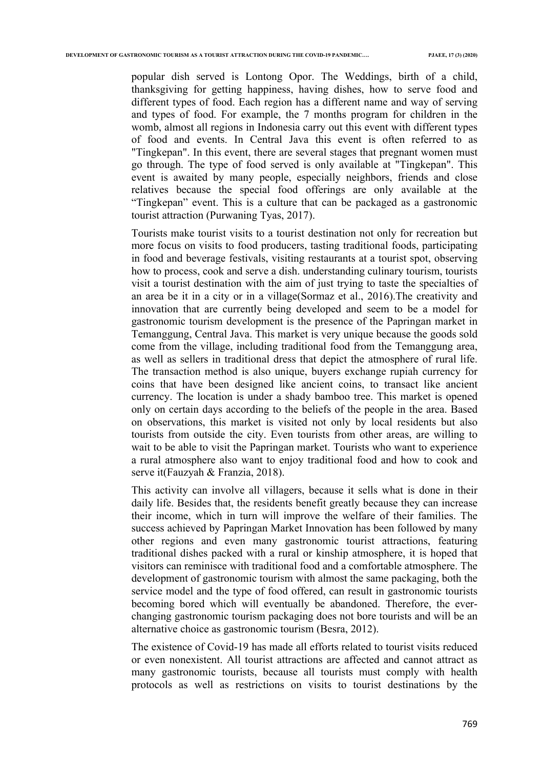popular dish served is Lontong Opor. The Weddings, birth of a child, thanksgiving for getting happiness, having dishes, how to serve food and different types of food. Each region has a different name and way of serving and types of food. For example, the 7 months program for children in the womb, almost all regions in Indonesia carry out this event with different types of food and events. In Central Java this event is often referred to as "Tingkepan". In this event, there are several stages that pregnant women must go through. The type of food served is only available at "Tingkepan". This event is awaited by many people, especially neighbors, friends and close relatives because the special food offerings are only available at the "Tingkepan" event. This is a culture that can be packaged as a gastronomic tourist attraction (Purwaning Tyas, 2017).

Tourists make tourist visits to a tourist destination not only for recreation but more focus on visits to food producers, tasting traditional foods, participating in food and beverage festivals, visiting restaurants at a tourist spot, observing how to process, cook and serve a dish. understanding culinary tourism, tourists visit a tourist destination with the aim of just trying to taste the specialties of an area be it in a city or in a village(Sormaz et al., 2016).The creativity and innovation that are currently being developed and seem to be a model for gastronomic tourism development is the presence of the Papringan market in Temanggung, Central Java. This market is very unique because the goods sold come from the village, including traditional food from the Temanggung area, as well as sellers in traditional dress that depict the atmosphere of rural life. The transaction method is also unique, buyers exchange rupiah currency for coins that have been designed like ancient coins, to transact like ancient currency. The location is under a shady bamboo tree. This market is opened only on certain days according to the beliefs of the people in the area. Based on observations, this market is visited not only by local residents but also tourists from outside the city. Even tourists from other areas, are willing to wait to be able to visit the Papringan market. Tourists who want to experience a rural atmosphere also want to enjoy traditional food and how to cook and serve it(Fauzyah & Franzia, 2018).

This activity can involve all villagers, because it sells what is done in their daily life. Besides that, the residents benefit greatly because they can increase their income, which in turn will improve the welfare of their families. The success achieved by Papringan Market Innovation has been followed by many other regions and even many gastronomic tourist attractions, featuring traditional dishes packed with a rural or kinship atmosphere, it is hoped that visitors can reminisce with traditional food and a comfortable atmosphere. The development of gastronomic tourism with almost the same packaging, both the service model and the type of food offered, can result in gastronomic tourists becoming bored which will eventually be abandoned. Therefore, the ever-changing gastronomic tourism packaging does not bore tourists and will be an alternative choice as gastronomic tourism (Besra, 2012).

The existence of Covid-19 has made all efforts related to tourist visits reduced or even nonexistent. All tourist attractions are affected and cannot attract as many gastronomic tourists, because all tourists must comply with health protocols as well as restrictions on visits to tourist destinations by the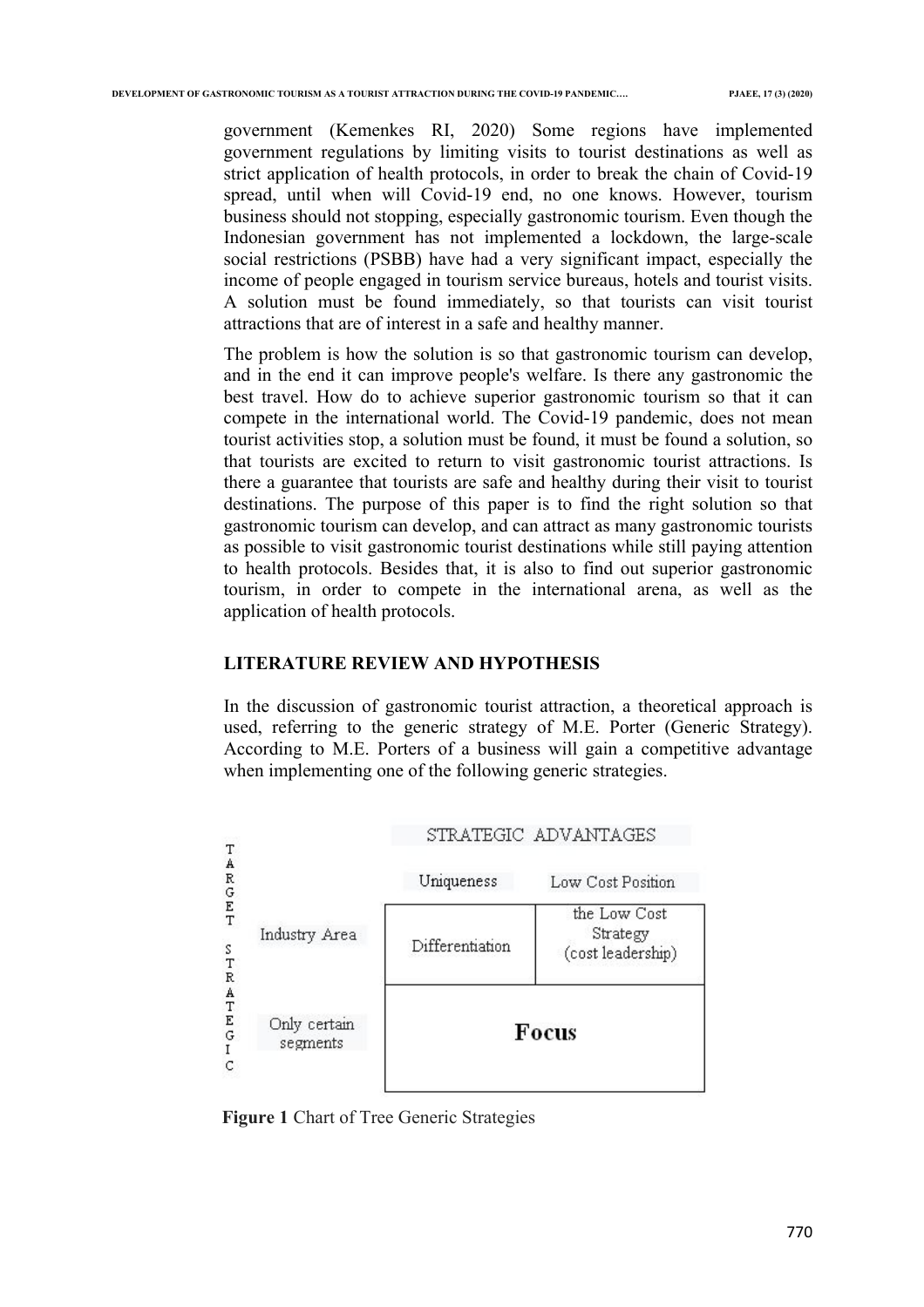government (Kemenkes RI, 2020) Some regions have implemented government regulations by limiting visits to tourist destinations as well as strict application of health protocols, in order to break the chain of Covid-19 spread, until when will Covid-19 end, no one knows. However, tourism business should not stopping, especially gastronomic tourism. Even though the Indonesian government has not implemented a lockdown, the large-scale social restrictions (PSBB) have had a very significant impact, especially the income of people engaged in tourism service bureaus, hotels and tourist visits. A solution must be found immediately, so that tourists can visit tourist attractions that are of interest in a safe and healthy manner.

The problem is how the solution is so that gastronomic tourism can develop, and in the end it can improve people's welfare. Is there any gastronomic the best travel. How do to achieve superior gastronomic tourism so that it can compete in the international world. The Covid-19 pandemic, does not mean tourist activities stop, a solution must be found, it must be found a solution, so that tourists are excited to return to visit gastronomic tourist attractions. Is there a guarantee that tourists are safe and healthy during their visit to tourist destinations. The purpose of this paper is to find the right solution so that gastronomic tourism can develop, and can attract as many gastronomic tourists as possible to visit gastronomic tourist destinations while still paying attention to health protocols. Besides that, it is also to find out superior gastronomic tourism, in order to compete in the international arena, as well as the application of health protocols.

## LITERATURE REVIEW AND HYPOTHESIS

In the discussion of gastronomic tourist attraction, a theoretical approach is used, referring to the generic strategy of M.E. Porter (Generic Strategy). According to M.E. Porters of a business will gain a competitive advantage when implementing one of the following generic strategies.

| TARGET STRATEGIC | STRATEGIC ADVANTAGES: Uniqueness | STRATEGIC ADVANTAGES: Low Cost Position |
| --- | --- | --- |
| Industry Area | Differentiation | the Low Cost Strategy (cost leadership) |
| Only certain segments | **Focus** | |

**Figure 1** Chart of Tree Generic Strategies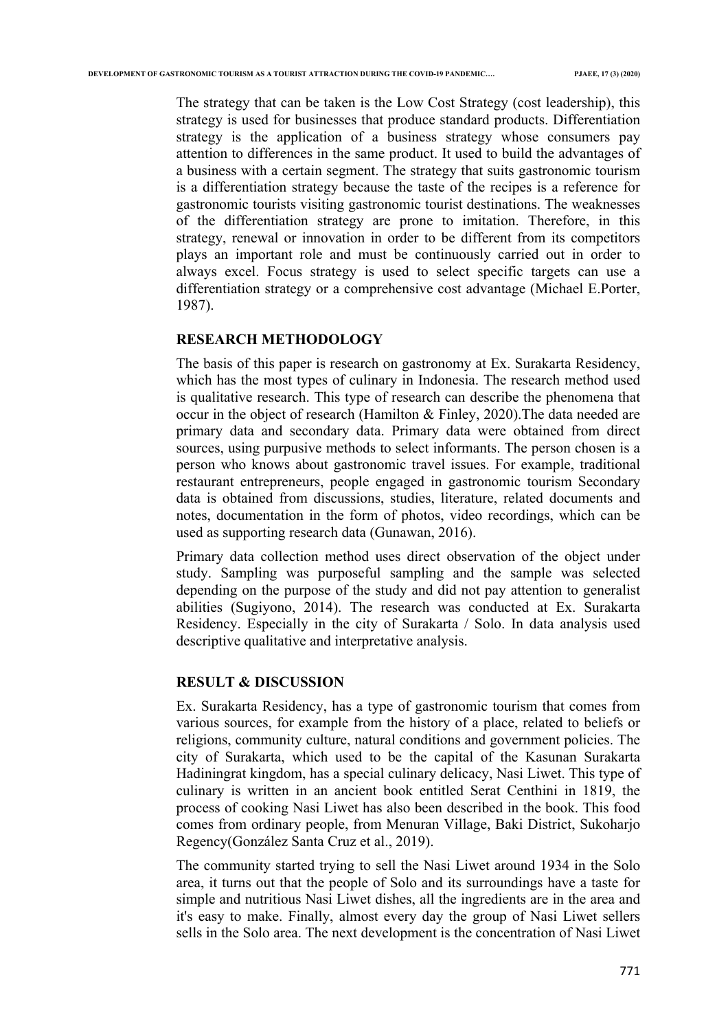The strategy that can be taken is the Low Cost Strategy (cost leadership), this strategy is used for businesses that produce standard products. Differentiation strategy is the application of a business strategy whose consumers pay attention to differences in the same product. It used to build the advantages of a business with a certain segment. The strategy that suits gastronomic tourism is a differentiation strategy because the taste of the recipes is a reference for gastronomic tourists visiting gastronomic tourist destinations. The weaknesses of the differentiation strategy are prone to imitation. Therefore, in this strategy, renewal or innovation in order to be different from its competitors plays an important role and must be continuously carried out in order to always excel. Focus strategy is used to select specific targets can use a differentiation strategy or a comprehensive cost advantage (Michael E.Porter, 1987).

## RESEARCH METHODOLOGY

The basis of this paper is research on gastronomy at Ex. Surakarta Residency, which has the most types of culinary in Indonesia. The research method used is qualitative research. This type of research can describe the phenomena that occur in the object of research (Hamilton & Finley, 2020).The data needed are primary data and secondary data. Primary data were obtained from direct sources, using purpusive methods to select informants. The person chosen is a person who knows about gastronomic travel issues. For example, traditional restaurant entrepreneurs, people engaged in gastronomic tourism Secondary data is obtained from discussions, studies, literature, related documents and notes, documentation in the form of photos, video recordings, which can be used as supporting research data (Gunawan, 2016).

Primary data collection method uses direct observation of the object under study. Sampling was purposeful sampling and the sample was selected depending on the purpose of the study and did not pay attention to generalist abilities (Sugiyono, 2014). The research was conducted at Ex. Surakarta Residency. Especially in the city of Surakarta / Solo. In data analysis used descriptive qualitative and interpretative analysis.

## RESULT & DISCUSSION

Ex. Surakarta Residency, has a type of gastronomic tourism that comes from various sources, for example from the history of a place, related to beliefs or religions, community culture, natural conditions and government policies. The city of Surakarta, which used to be the capital of the Kasunan Surakarta Hadiningrat kingdom, has a special culinary delicacy, Nasi Liwet. This type of culinary is written in an ancient book entitled Serat Centhini in 1819, the process of cooking Nasi Liwet has also been described in the book. This food comes from ordinary people, from Menuran Village, Baki District, Sukoharjo Regency(González Santa Cruz et al., 2019).

The community started trying to sell the Nasi Liwet around 1934 in the Solo area, it turns out that the people of Solo and its surroundings have a taste for simple and nutritious Nasi Liwet dishes, all the ingredients are in the area and it's easy to make. Finally, almost every day the group of Nasi Liwet sellers sells in the Solo area. The next development is the concentration of Nasi Liwet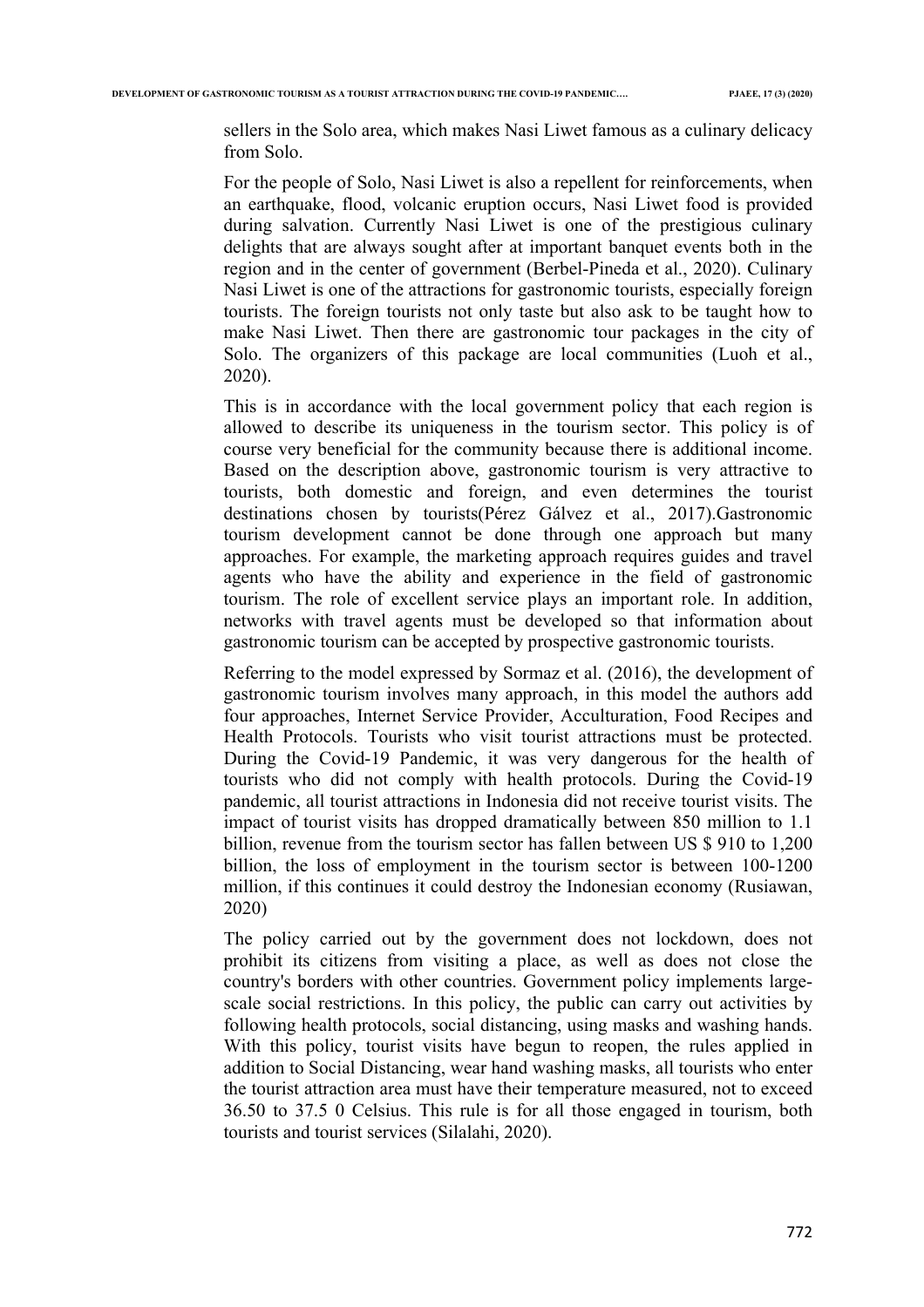sellers in the Solo area, which makes Nasi Liwet famous as a culinary delicacy from Solo.

For the people of Solo, Nasi Liwet is also a repellent for reinforcements, when an earthquake, flood, volcanic eruption occurs, Nasi Liwet food is provided during salvation. Currently Nasi Liwet is one of the prestigious culinary delights that are always sought after at important banquet events both in the region and in the center of government (Berbel-Pineda et al., 2020). Culinary Nasi Liwet is one of the attractions for gastronomic tourists, especially foreign tourists. The foreign tourists not only taste but also ask to be taught how to make Nasi Liwet. Then there are gastronomic tour packages in the city of Solo. The organizers of this package are local communities (Luoh et al., 2020).

This is in accordance with the local government policy that each region is allowed to describe its uniqueness in the tourism sector. This policy is of course very beneficial for the community because there is additional income. Based on the description above, gastronomic tourism is very attractive to tourists, both domestic and foreign, and even determines the tourist destinations chosen by tourists(Pérez Gálvez et al., 2017).Gastronomic tourism development cannot be done through one approach but many approaches. For example, the marketing approach requires guides and travel agents who have the ability and experience in the field of gastronomic tourism. The role of excellent service plays an important role. In addition, networks with travel agents must be developed so that information about gastronomic tourism can be accepted by prospective gastronomic tourists.

Referring to the model expressed by Sormaz et al. (2016), the development of gastronomic tourism involves many approach, in this model the authors add four approaches, Internet Service Provider, Acculturation, Food Recipes and Health Protocols. Tourists who visit tourist attractions must be protected. During the Covid-19 Pandemic, it was very dangerous for the health of tourists who did not comply with health protocols. During the Covid-19 pandemic, all tourist attractions in Indonesia did not receive tourist visits. The impact of tourist visits has dropped dramatically between 850 million to 1.1 billion, revenue from the tourism sector has fallen between US $ 910 to 1,200 billion, the loss of employment in the tourism sector is between 100-1200 million, if this continues it could destroy the Indonesian economy (Rusiawan, 2020)

The policy carried out by the government does not lockdown, does not prohibit its citizens from visiting a place, as well as does not close the country's borders with other countries. Government policy implements large-scale social restrictions. In this policy, the public can carry out activities by following health protocols, social distancing, using masks and washing hands. With this policy, tourist visits have begun to reopen, the rules applied in addition to Social Distancing, wear hand washing masks, all tourists who enter the tourist attraction area must have their temperature measured, not to exceed 36.50 to 37.5 0 Celsius. This rule is for all those engaged in tourism, both tourists and tourist services (Silalahi, 2020).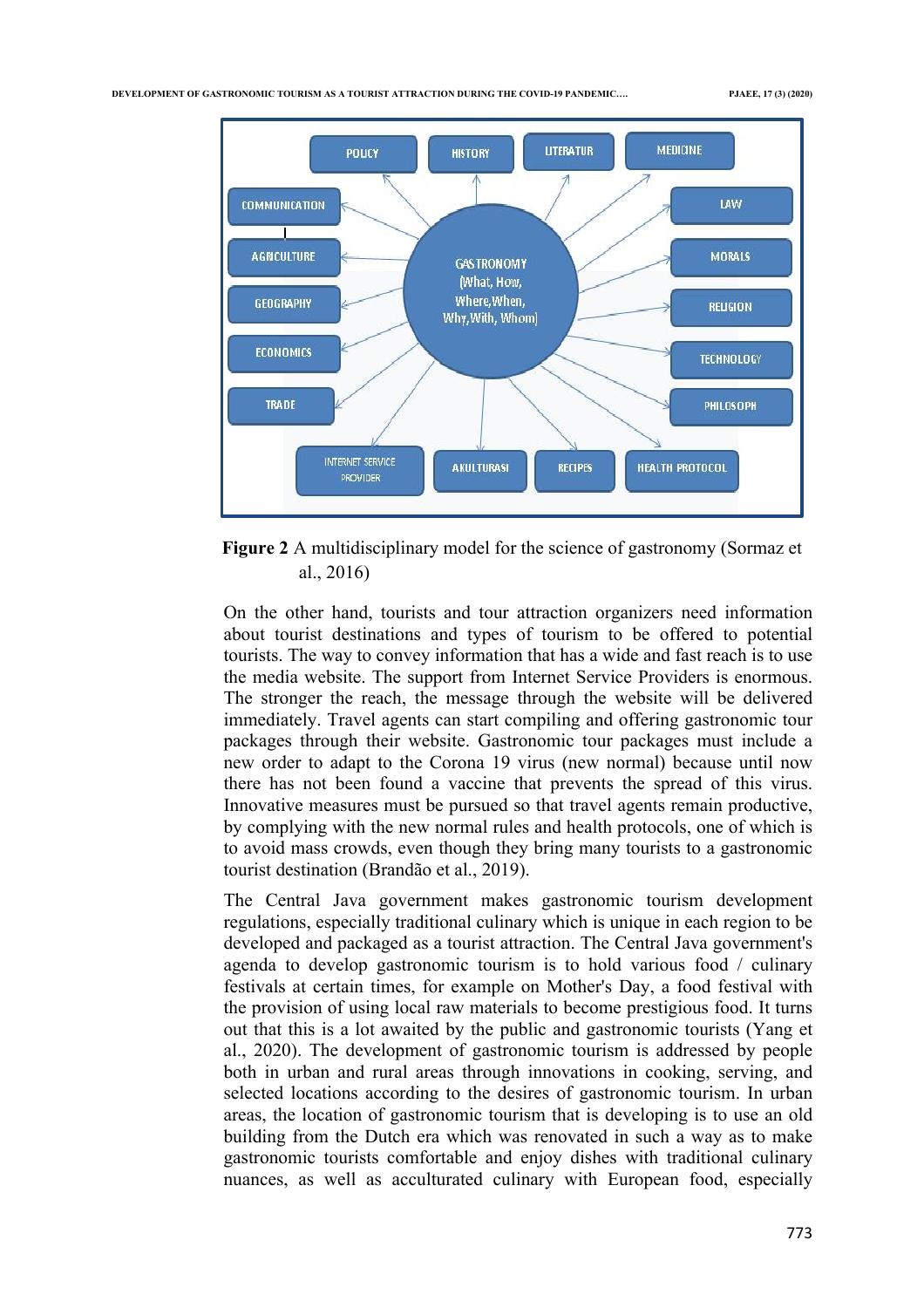**Figure 2** A multidisciplinary model for the science of gastronomy (Sormaz et al., 2016)

On the other hand, tourists and tour attraction organizers need information about tourist destinations and types of tourism to be offered to potential tourists. The way to convey information that has a wide and fast reach is to use the media website. The support from Internet Service Providers is enormous. The stronger the reach, the message through the website will be delivered immediately. Travel agents can start compiling and offering gastronomic tour packages through their website. Gastronomic tour packages must include a new order to adapt to the Corona 19 virus (new normal) because until now there has not been found a vaccine that prevents the spread of this virus. Innovative measures must be pursued so that travel agents remain productive, by complying with the new normal rules and health protocols, one of which is to avoid mass crowds, even though they bring many tourists to a gastronomic tourist destination (Brandão et al., 2019).

The Central Java government makes gastronomic tourism development regulations, especially traditional culinary which is unique in each region to be developed and packaged as a tourist attraction. The Central Java government's agenda to develop gastronomic tourism is to hold various food / culinary festivals at certain times, for example on Mother's Day, a food festival with the provision of using local raw materials to become prestigious food. It turns out that this is a lot awaited by the public and gastronomic tourists (Yang et al., 2020). The development of gastronomic tourism is addressed by people both in urban and rural areas through innovations in cooking, serving, and selected locations according to the desires of gastronomic tourism. In urban areas, the location of gastronomic tourism that is developing is to use an old building from the Dutch era which was renovated in such a way as to make gastronomic tourists comfortable and enjoy dishes with traditional culinary nuances, as well as acculturated culinary with European food, especially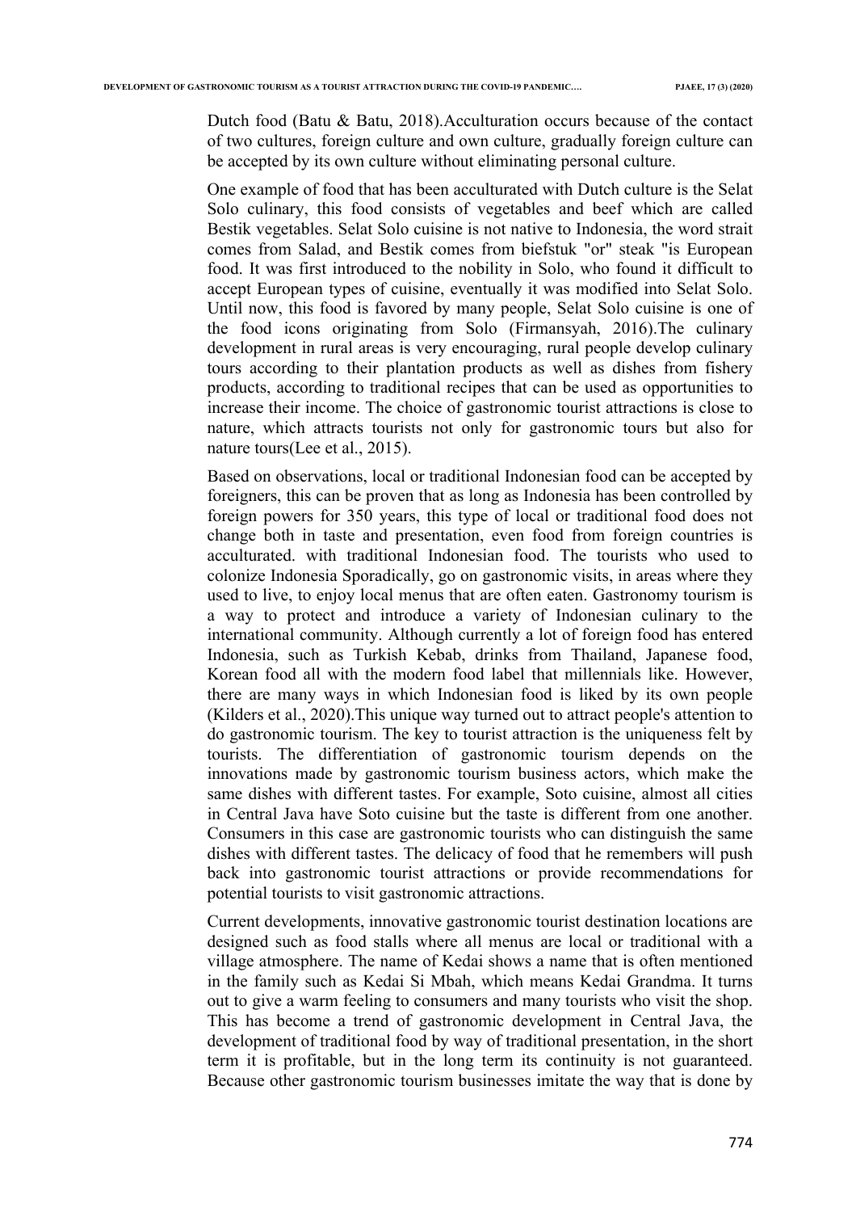Dutch food (Batu & Batu, 2018).Acculturation occurs because of the contact of two cultures, foreign culture and own culture, gradually foreign culture can be accepted by its own culture without eliminating personal culture.

One example of food that has been acculturated with Dutch culture is the Selat Solo culinary, this food consists of vegetables and beef which are called Bestik vegetables. Selat Solo cuisine is not native to Indonesia, the word strait comes from Salad, and Bestik comes from biefstuk "or" steak "is European food. It was first introduced to the nobility in Solo, who found it difficult to accept European types of cuisine, eventually it was modified into Selat Solo. Until now, this food is favored by many people, Selat Solo cuisine is one of the food icons originating from Solo (Firmansyah, 2016).The culinary development in rural areas is very encouraging, rural people develop culinary tours according to their plantation products as well as dishes from fishery products, according to traditional recipes that can be used as opportunities to increase their income. The choice of gastronomic tourist attractions is close to nature, which attracts tourists not only for gastronomic tours but also for nature tours(Lee et al., 2015).

Based on observations, local or traditional Indonesian food can be accepted by foreigners, this can be proven that as long as Indonesia has been controlled by foreign powers for 350 years, this type of local or traditional food does not change both in taste and presentation, even food from foreign countries is acculturated. with traditional Indonesian food. The tourists who used to colonize Indonesia Sporadically, go on gastronomic visits, in areas where they used to live, to enjoy local menus that are often eaten. Gastronomy tourism is a way to protect and introduce a variety of Indonesian culinary to the international community. Although currently a lot of foreign food has entered Indonesia, such as Turkish Kebab, drinks from Thailand, Japanese food, Korean food all with the modern food label that millennials like. However, there are many ways in which Indonesian food is liked by its own people (Kilders et al., 2020).This unique way turned out to attract people's attention to do gastronomic tourism. The key to tourist attraction is the uniqueness felt by tourists. The differentiation of gastronomic tourism depends on the innovations made by gastronomic tourism business actors, which make the same dishes with different tastes. For example, Soto cuisine, almost all cities in Central Java have Soto cuisine but the taste is different from one another. Consumers in this case are gastronomic tourists who can distinguish the same dishes with different tastes. The delicacy of food that he remembers will push back into gastronomic tourist attractions or provide recommendations for potential tourists to visit gastronomic attractions.

Current developments, innovative gastronomic tourist destination locations are designed such as food stalls where all menus are local or traditional with a village atmosphere. The name of Kedai shows a name that is often mentioned in the family such as Kedai Si Mbah, which means Kedai Grandma. It turns out to give a warm feeling to consumers and many tourists who visit the shop. This has become a trend of gastronomic development in Central Java, the development of traditional food by way of traditional presentation, in the short term it is profitable, but in the long term its continuity is not guaranteed. Because other gastronomic tourism businesses imitate the way that is done by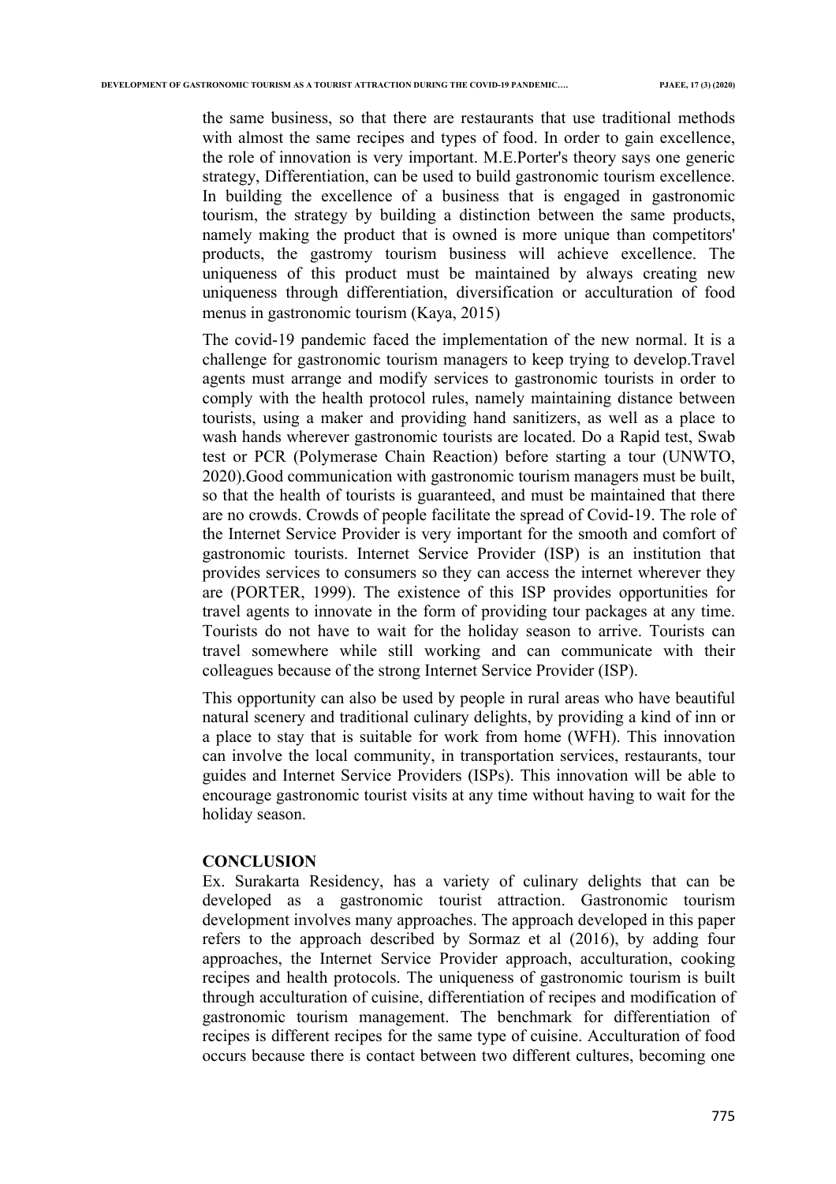the same business, so that there are restaurants that use traditional methods with almost the same recipes and types of food. In order to gain excellence, the role of innovation is very important. M.E.Porter's theory says one generic strategy, Differentiation, can be used to build gastronomic tourism excellence. In building the excellence of a business that is engaged in gastronomic tourism, the strategy by building a distinction between the same products, namely making the product that is owned is more unique than competitors' products, the gastromy tourism business will achieve excellence. The uniqueness of this product must be maintained by always creating new uniqueness through differentiation, diversification or acculturation of food menus in gastronomic tourism (Kaya, 2015)

The covid-19 pandemic faced the implementation of the new normal. It is a challenge for gastronomic tourism managers to keep trying to develop.Travel agents must arrange and modify services to gastronomic tourists in order to comply with the health protocol rules, namely maintaining distance between tourists, using a maker and providing hand sanitizers, as well as a place to wash hands wherever gastronomic tourists are located. Do a Rapid test, Swab test or PCR (Polymerase Chain Reaction) before starting a tour (UNWTO, 2020).Good communication with gastronomic tourism managers must be built, so that the health of tourists is guaranteed, and must be maintained that there are no crowds. Crowds of people facilitate the spread of Covid-19. The role of the Internet Service Provider is very important for the smooth and comfort of gastronomic tourists. Internet Service Provider (ISP) is an institution that provides services to consumers so they can access the internet wherever they are (PORTER, 1999). The existence of this ISP provides opportunities for travel agents to innovate in the form of providing tour packages at any time. Tourists do not have to wait for the holiday season to arrive. Tourists can travel somewhere while still working and can communicate with their colleagues because of the strong Internet Service Provider (ISP).

This opportunity can also be used by people in rural areas who have beautiful natural scenery and traditional culinary delights, by providing a kind of inn or a place to stay that is suitable for work from home (WFH). This innovation can involve the local community, in transportation services, restaurants, tour guides and Internet Service Providers (ISPs). This innovation will be able to encourage gastronomic tourist visits at any time without having to wait for the holiday season.

## CONCLUSION

Ex. Surakarta Residency, has a variety of culinary delights that can be developed as a gastronomic tourist attraction. Gastronomic tourism development involves many approaches. The approach developed in this paper refers to the approach described by Sormaz et al (2016), by adding four approaches, the Internet Service Provider approach, acculturation, cooking recipes and health protocols. The uniqueness of gastronomic tourism is built through acculturation of cuisine, differentiation of recipes and modification of gastronomic tourism management. The benchmark for differentiation of recipes is different recipes for the same type of cuisine. Acculturation of food occurs because there is contact between two different cultures, becoming one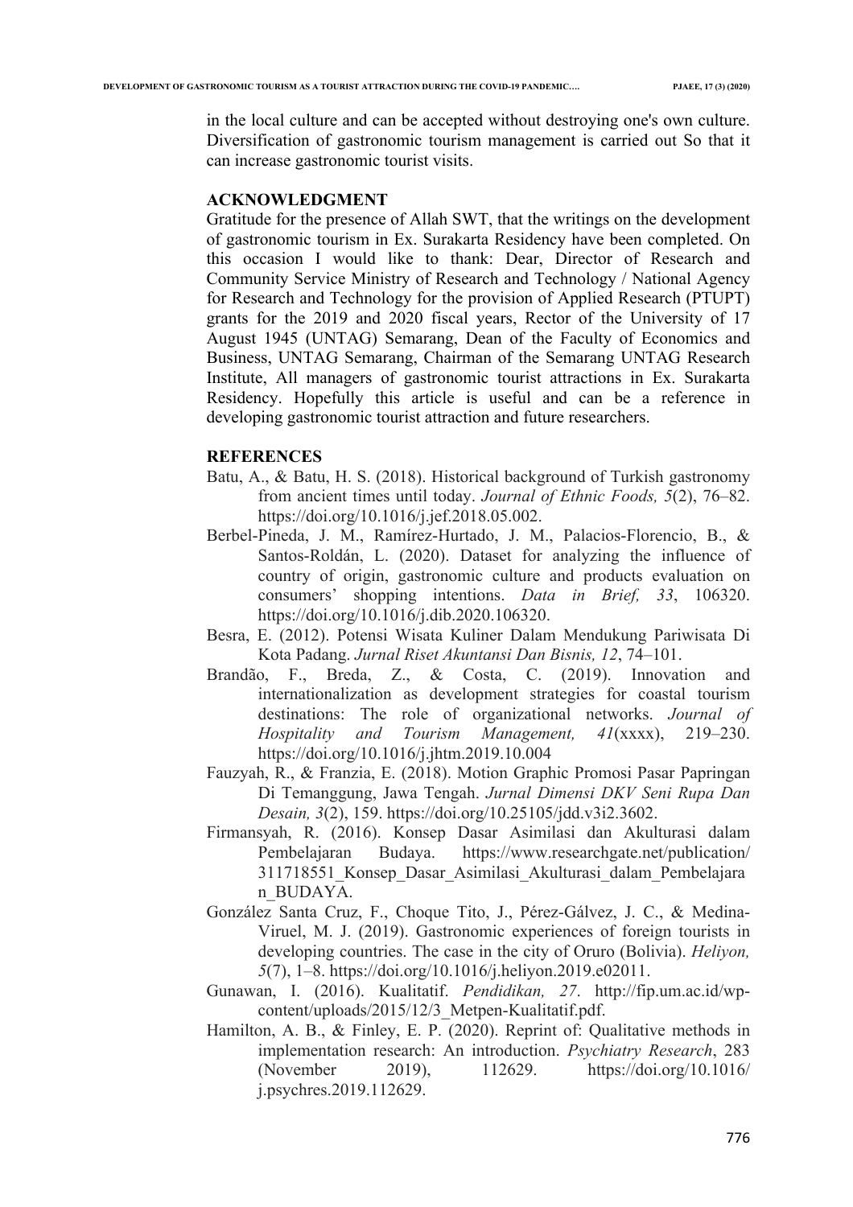in the local culture and can be accepted without destroying one's own culture. Diversification of gastronomic tourism management is carried out So that it can increase gastronomic tourist visits.

## ACKNOWLEDGMENT

Gratitude for the presence of Allah SWT, that the writings on the development of gastronomic tourism in Ex. Surakarta Residency have been completed. On this occasion I would like to thank: Dear, Director of Research and Community Service Ministry of Research and Technology / National Agency for Research and Technology for the provision of Applied Research (PTUPT) grants for the 2019 and 2020 fiscal years, Rector of the University of 17 August 1945 (UNTAG) Semarang, Dean of the Faculty of Economics and Business, UNTAG Semarang, Chairman of the Semarang UNTAG Research Institute, All managers of gastronomic tourist attractions in Ex. Surakarta Residency. Hopefully this article is useful and can be a reference in developing gastronomic tourist attraction and future researchers.

## REFERENCES

Batu, A., & Batu, H. S. (2018). Historical background of Turkish gastronomy from ancient times until today. *Journal of Ethnic Foods, 5*(2), 76–82. https://doi.org/10.1016/j.jef.2018.05.002.

Berbel-Pineda, J. M., Ramírez-Hurtado, J. M., Palacios-Florencio, B., & Santos-Roldán, L. (2020). Dataset for analyzing the influence of country of origin, gastronomic culture and products evaluation on consumers' shopping intentions. *Data in Brief, 33*, 106320. https://doi.org/10.1016/j.dib.2020.106320.

Besra, E. (2012). Potensi Wisata Kuliner Dalam Mendukung Pariwisata Di Kota Padang. *Jurnal Riset Akuntansi Dan Bisnis, 12*, 74–101.

Brandão, F., Breda, Z., & Costa, C. (2019). Innovation and internationalization as development strategies for coastal tourism destinations: The role of organizational networks. *Journal of Hospitality and Tourism Management, 41*(xxxx), 219–230. https://doi.org/10.1016/j.jhtm.2019.10.004

Fauzyah, R., & Franzia, E. (2018). Motion Graphic Promosi Pasar Papringan Di Temanggung, Jawa Tengah. *Jurnal Dimensi DKV Seni Rupa Dan Desain, 3*(2), 159. https://doi.org/10.25105/jdd.v3i2.3602.

Firmansyah, R. (2016). Konsep Dasar Asimilasi dan Akulturasi dalam Pembelajaran Budaya. https://www.researchgate.net/publication/311718551_Konsep_Dasar_Asimilasi_Akulturasi_dalam_Pembelajaran_BUDAYA.

González Santa Cruz, F., Choque Tito, J., Pérez-Gálvez, J. C., & Medina-Viruel, M. J. (2019). Gastronomic experiences of foreign tourists in developing countries. The case in the city of Oruro (Bolivia). *Heliyon, 5*(7), 1–8. https://doi.org/10.1016/j.heliyon.2019.e02011.

Gunawan, I. (2016). Kualitatif. *Pendidikan, 27*. http://fip.um.ac.id/wp-content/uploads/2015/12/3_Metpen-Kualitatif.pdf.

Hamilton, A. B., & Finley, E. P. (2020). Reprint of: Qualitative methods in implementation research: An introduction. *Psychiatry Research*, 283 (November 2019), 112629. https://doi.org/10.1016/j.psychres.2019.112629.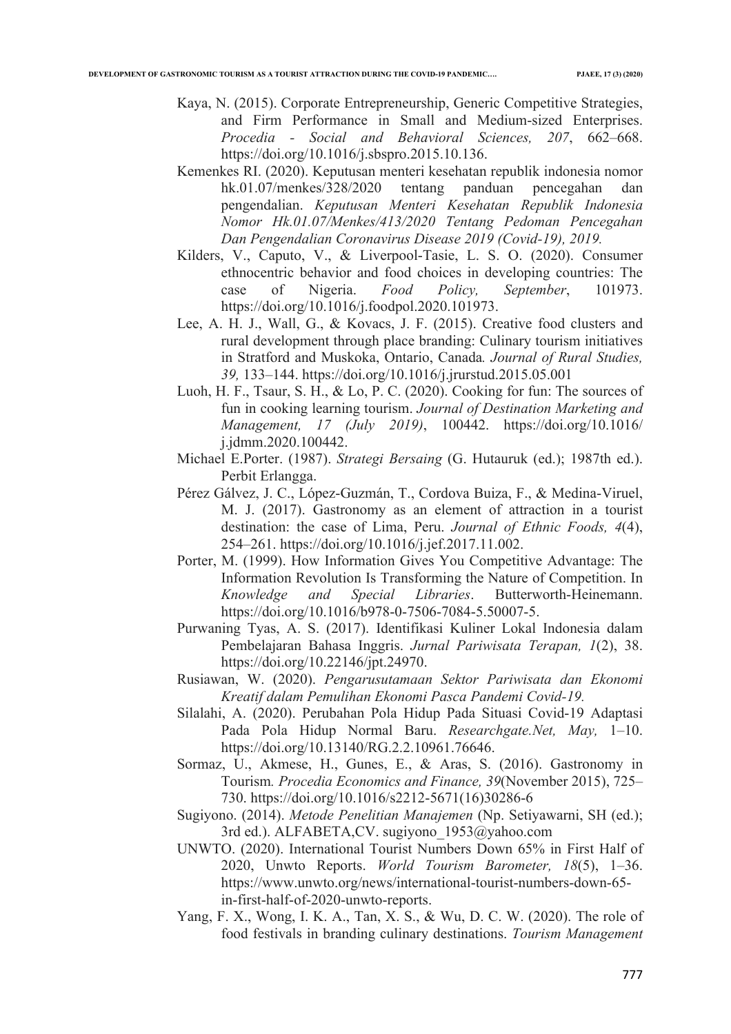Kaya, N. (2015). Corporate Entrepreneurship, Generic Competitive Strategies, and Firm Performance in Small and Medium-sized Enterprises. *Procedia - Social and Behavioral Sciences, 207*, 662–668. https://doi.org/10.1016/j.sbspro.2015.10.136.

Kemenkes RI. (2020). Keputusan menteri kesehatan republik indonesia nomor hk.01.07/menkes/328/2020 tentang panduan pencegahan dan pengendalian. *Keputusan Menteri Kesehatan Republik Indonesia Nomor Hk.01.07/Menkes/413/2020 Tentang Pedoman Pencegahan Dan Pengendalian Coronavirus Disease 2019 (Covid-19), 2019.*

Kilders, V., Caputo, V., & Liverpool-Tasie, L. S. O. (2020). Consumer ethnocentric behavior and food choices in developing countries: The case of Nigeria. *Food Policy, September*, 101973. https://doi.org/10.1016/j.foodpol.2020.101973.

Lee, A. H. J., Wall, G., & Kovacs, J. F. (2015). Creative food clusters and rural development through place branding: Culinary tourism initiatives in Stratford and Muskoka, Ontario, Canada*. Journal of Rural Studies, 39,* 133–144. https://doi.org/10.1016/j.jrurstud.2015.05.001

Luoh, H. F., Tsaur, S. H., & Lo, P. C. (2020). Cooking for fun: The sources of fun in cooking learning tourism. *Journal of Destination Marketing and Management, 17 (July 2019)*, 100442. https://doi.org/10.1016/j.jdmm.2020.100442.

Michael E.Porter. (1987). *Strategi Bersaing* (G. Hutauruk (ed.); 1987th ed.). Perbit Erlangga.

Pérez Gálvez, J. C., López-Guzmán, T., Cordova Buiza, F., & Medina-Viruel, M. J. (2017). Gastronomy as an element of attraction in a tourist destination: the case of Lima, Peru. *Journal of Ethnic Foods, 4*(4), 254–261. https://doi.org/10.1016/j.jef.2017.11.002.

Porter, M. (1999). How Information Gives You Competitive Advantage: The Information Revolution Is Transforming the Nature of Competition. In *Knowledge and Special Libraries*. Butterworth-Heinemann. https://doi.org/10.1016/b978-0-7506-7084-5.50007-5.

Purwaning Tyas, A. S. (2017). Identifikasi Kuliner Lokal Indonesia dalam Pembelajaran Bahasa Inggris. *Jurnal Pariwisata Terapan, 1*(2), 38. https://doi.org/10.22146/jpt.24970.

Rusiawan, W. (2020). *Pengarusutamaan Sektor Pariwisata dan Ekonomi Kreatif dalam Pemulihan Ekonomi Pasca Pandemi Covid-19.*

Silalahi, A. (2020). Perubahan Pola Hidup Pada Situasi Covid-19 Adaptasi Pada Pola Hidup Normal Baru. *Researchgate.Net, May,* 1–10. https://doi.org/10.13140/RG.2.2.10961.76646.

Sormaz, U., Akmese, H., Gunes, E., & Aras, S. (2016). Gastronomy in Tourism*. Procedia Economics and Finance, 39*(November 2015), 725–730. https://doi.org/10.1016/s2212-5671(16)30286-6

Sugiyono. (2014). *Metode Penelitian Manajemen* (Np. Setiyawarni, SH (ed.); 3rd ed.). ALFABETA,CV. sugiyono_1953@yahoo.com

UNWTO. (2020). International Tourist Numbers Down 65% in First Half of 2020, Unwto Reports. *World Tourism Barometer, 18*(5), 1–36. https://www.unwto.org/news/international-tourist-numbers-down-65-in-first-half-of-2020-unwto-reports.

Yang, F. X., Wong, I. K. A., Tan, X. S., & Wu, D. C. W. (2020). The role of food festivals in branding culinary destinations. *Tourism Management*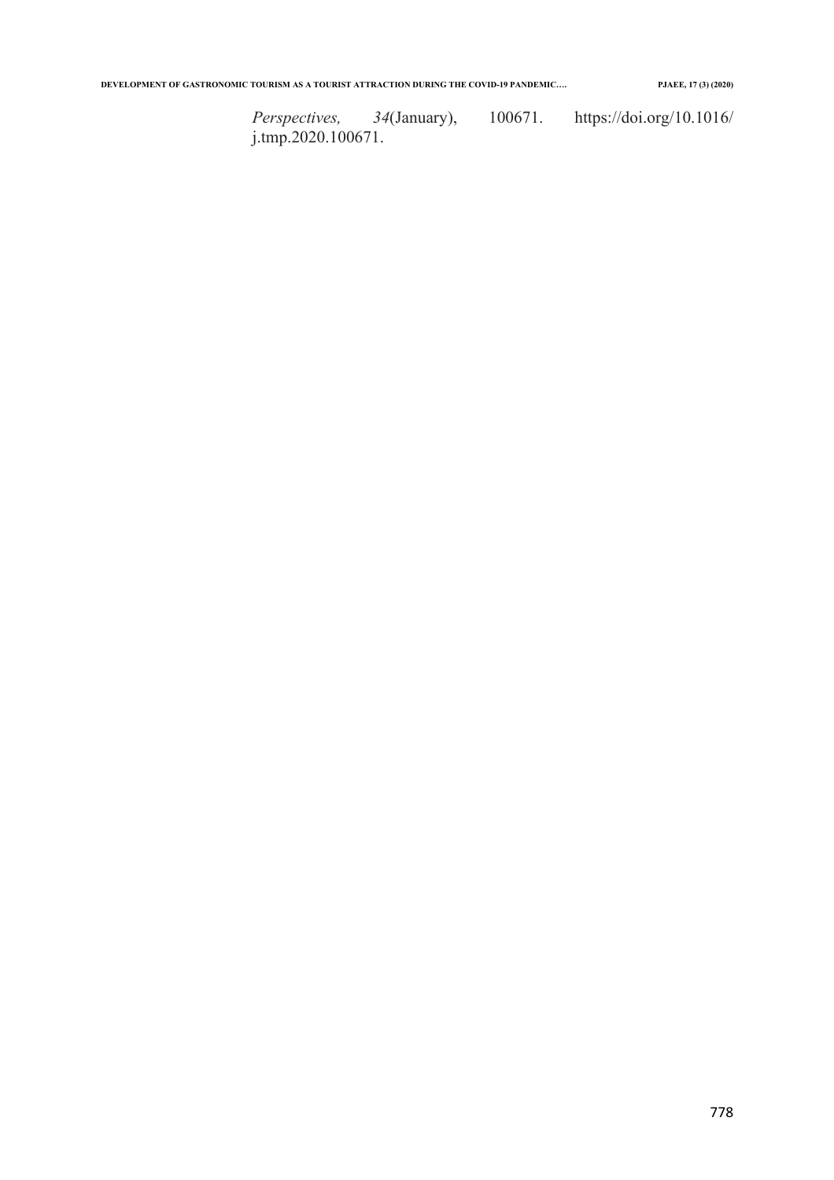*Perspectives, 34*(January), 100671. https://doi.org/10.1016/j.tmp.2020.100671.